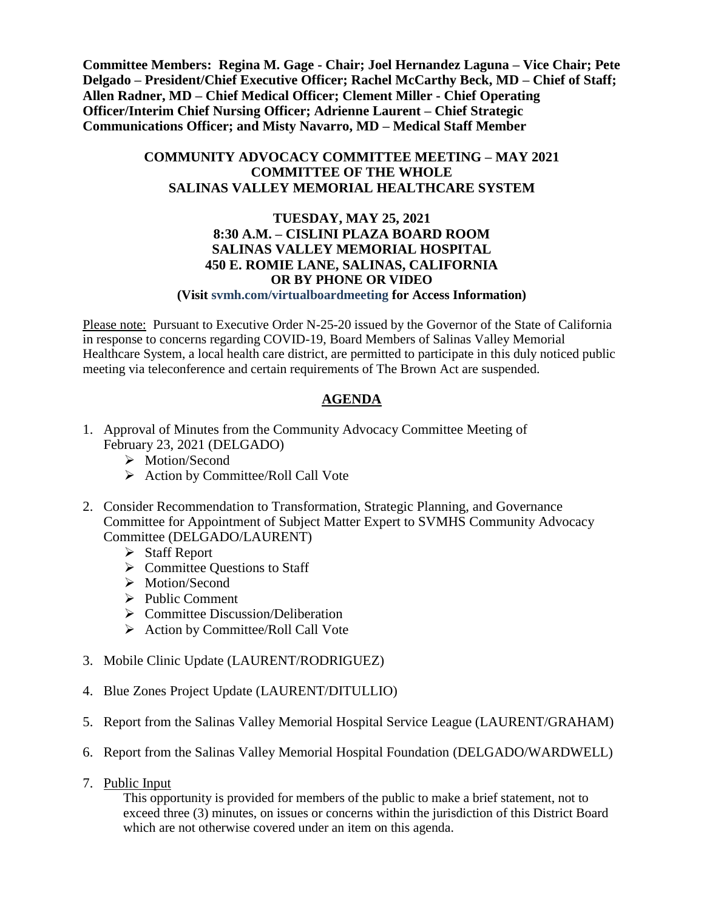**Committee Members: Regina M. Gage - Chair; Joel Hernandez Laguna – Vice Chair; Pete Delgado – President/Chief Executive Officer; Rachel McCarthy Beck, MD – Chief of Staff; Allen Radner, MD – Chief Medical Officer; Clement Miller - Chief Operating Officer/Interim Chief Nursing Officer; Adrienne Laurent – Chief Strategic Communications Officer; and Misty Navarro, MD – Medical Staff Member**

**COMMUNITY ADVOCACY COMMITTEE MEETING – MAY 2021**
**COMMITTEE OF THE WHOLE**
**SALINAS VALLEY MEMORIAL HEALTHCARE SYSTEM**

**TUESDAY, MAY 25, 2021**
**8:30 A.M. – CISLINI PLAZA BOARD ROOM**
**SALINAS VALLEY MEMORIAL HOSPITAL**
**450 E. ROMIE LANE, SALINAS, CALIFORNIA**
**OR BY PHONE OR VIDEO**
**(Visit svmh.com/virtualboardmeeting for Access Information)**

Please note: Pursuant to Executive Order N-25-20 issued by the Governor of the State of California in response to concerns regarding COVID-19, Board Members of Salinas Valley Memorial Healthcare System, a local health care district, are permitted to participate in this duly noticed public meeting via teleconference and certain requirements of The Brown Act are suspended.

## AGENDA

1. Approval of Minutes from the Community Advocacy Committee Meeting of February 23, 2021 (DELGADO)
   - Motion/Second
   - Action by Committee/Roll Call Vote

2. Consider Recommendation to Transformation, Strategic Planning, and Governance Committee for Appointment of Subject Matter Expert to SVMHS Community Advocacy Committee (DELGADO/LAURENT)
   - Staff Report
   - Committee Questions to Staff
   - Motion/Second
   - Public Comment
   - Committee Discussion/Deliberation
   - Action by Committee/Roll Call Vote

3. Mobile Clinic Update (LAURENT/RODRIGUEZ)

4. Blue Zones Project Update (LAURENT/DITULLIO)

5. Report from the Salinas Valley Memorial Hospital Service League (LAURENT/GRAHAM)

6. Report from the Salinas Valley Memorial Hospital Foundation (DELGADO/WARDWELL)

7. Public Input

   This opportunity is provided for members of the public to make a brief statement, not to exceed three (3) minutes, on issues or concerns within the jurisdiction of this District Board which are not otherwise covered under an item on this agenda.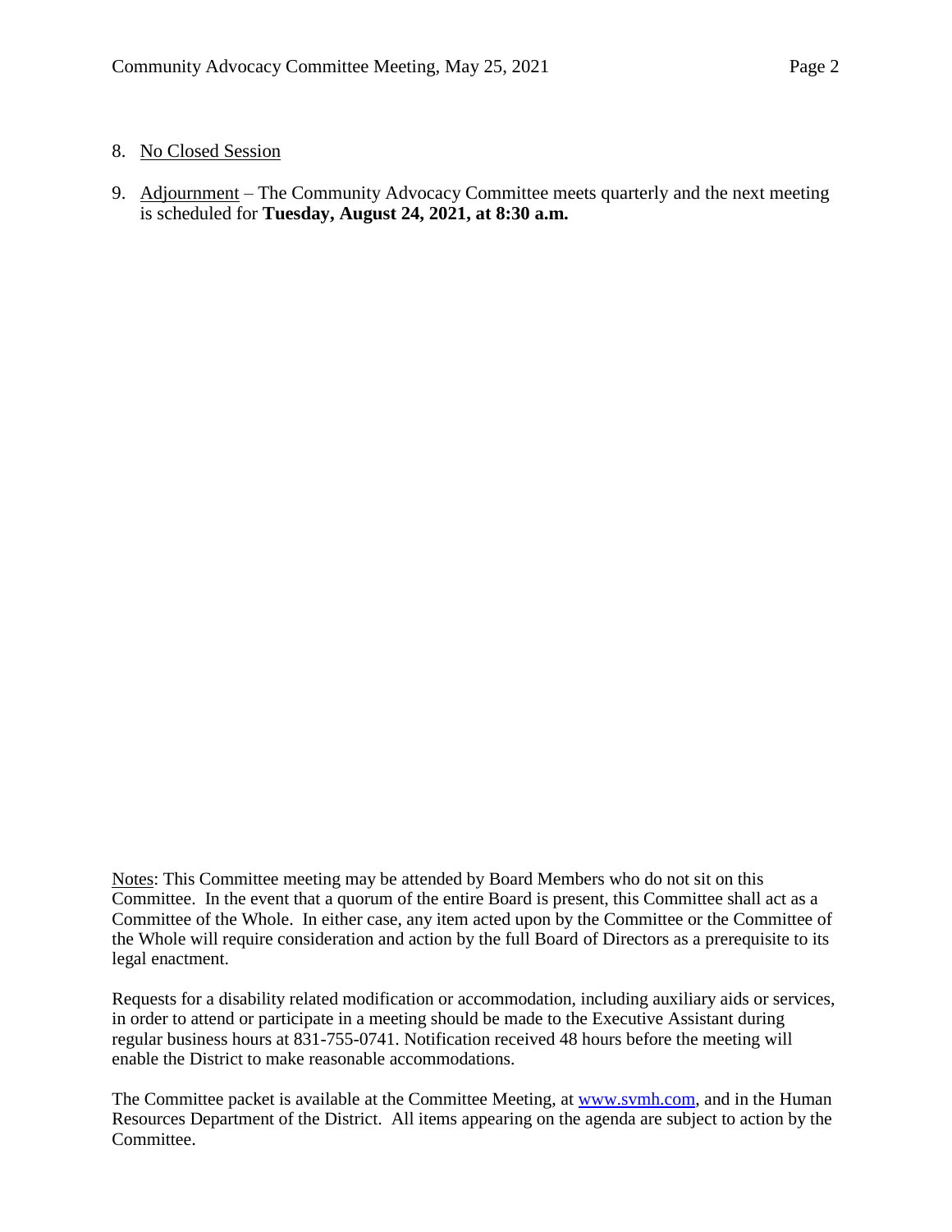8. No Closed Session

9. Adjournment – The Community Advocacy Committee meets quarterly and the next meeting is scheduled for **Tuesday, August 24, 2021, at 8:30 a.m.**

Notes: This Committee meeting may be attended by Board Members who do not sit on this Committee. In the event that a quorum of the entire Board is present, this Committee shall act as a Committee of the Whole. In either case, any item acted upon by the Committee or the Committee of the Whole will require consideration and action by the full Board of Directors as a prerequisite to its legal enactment.

Requests for a disability related modification or accommodation, including auxiliary aids or services, in order to attend or participate in a meeting should be made to the Executive Assistant during regular business hours at 831-755-0741. Notification received 48 hours before the meeting will enable the District to make reasonable accommodations.

The Committee packet is available at the Committee Meeting, at [www.svmh.com](http://www.svmh.com), and in the Human Resources Department of the District. All items appearing on the agenda are subject to action by the Committee.